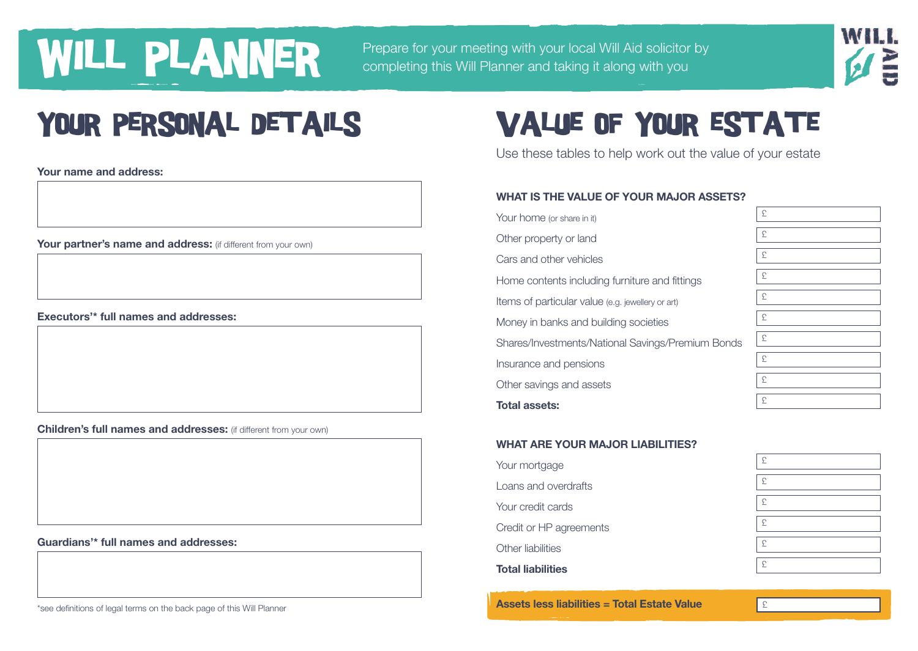# WILL PLANNER

Prepare for your meeting with your local Will Aid solicitor by completing this Will Planner and taking it along with you

## YOUR PERSONAL DETAILS

**Your name and address:**

**Your partner's name and address:** (if different from your own)

**Executors'* full names and addresses:**

**Children's full names and addresses:** (if different from your own)

**Guardians'* full names and addresses:**

*see definitions of legal terms on the back page of this Will Planner

## VALUE OF YOUR ESTATE

Use these tables to help work out the value of your estate

| **WHAT IS THE VALUE OF YOUR MAJOR ASSETS?** | |
|---|---|
| Your home (or share in it) | £ |
| Other property or land | £ |
| Cars and other vehicles | £ |
| Home contents including furniture and fittings | £ |
| Items of particular value (e.g. jewellery or art) | £ |
| Money in banks and building societies | £ |
| Shares/Investments/National Savings/Premium Bonds | £ |
| Insurance and pensions | £ |
| Other savings and assets | £ |
| **Total assets:** | £ |

| **WHAT ARE YOUR MAJOR LIABILITIES?** | |
|---|---|
| Your mortgage | £ |
| Loans and overdrafts | £ |
| Your credit cards | £ |
| Credit or HP agreements | £ |
| Other liabilities | £ |
| **Total liabilities** | £ |

| **Assets less liabilities = Total Estate Value** | £ |
|---|---|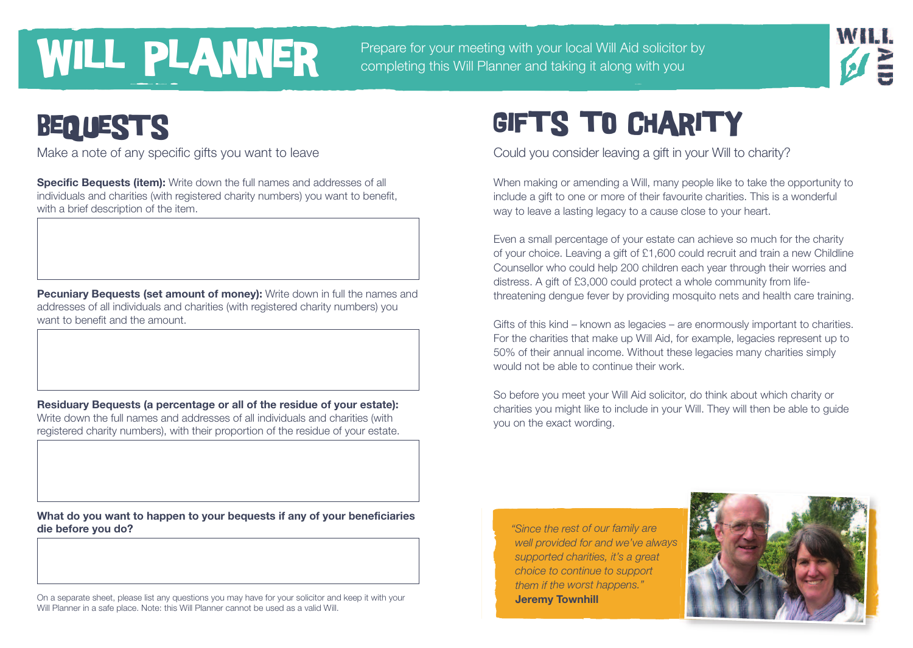# WILL PLANNER

Prepare for your meeting with your local Will Aid solicitor by completing this Will Planner and taking it along with you

## BEQUESTS

Make a note of any specific gifts you want to leave

**Specific Bequests (item):** Write down the full names and addresses of all individuals and charities (with registered charity numbers) you want to benefit, with a brief description of the item.

**Pecuniary Bequests (set amount of money):** Write down in full the names and addresses of all individuals and charities (with registered charity numbers) you want to benefit and the amount.

**Residuary Bequests (a percentage or all of the residue of your estate):** Write down the full names and addresses of all individuals and charities (with registered charity numbers), with their proportion of the residue of your estate.

**What do you want to happen to your bequests if any of your beneficiaries die before you do?**

On a separate sheet, please list any questions you may have for your solicitor and keep it with your Will Planner in a safe place. Note: this Will Planner cannot be used as a valid Will.

## GIFTS TO CHARITY

Could you consider leaving a gift in your Will to charity?

When making or amending a Will, many people like to take the opportunity to include a gift to one or more of their favourite charities. This is a wonderful way to leave a lasting legacy to a cause close to your heart.

Even a small percentage of your estate can achieve so much for the charity of your choice. Leaving a gift of £1,600 could recruit and train a new Childline Counsellor who could help 200 children each year through their worries and distress. A gift of £3,000 could protect a whole community from life-threatening dengue fever by providing mosquito nets and health care training.

Gifts of this kind – known as legacies – are enormously important to charities. For the charities that make up Will Aid, for example, legacies represent up to 50% of their annual income. Without these legacies many charities simply would not be able to continue their work.

So before you meet your Will Aid solicitor, do think about which charity or charities you might like to include in your Will. They will then be able to guide you on the exact wording.

*"Since the rest of our family are well provided for and we've always supported charities, it's a great choice to continue to support them if the worst happens."*
**Jeremy Townhill**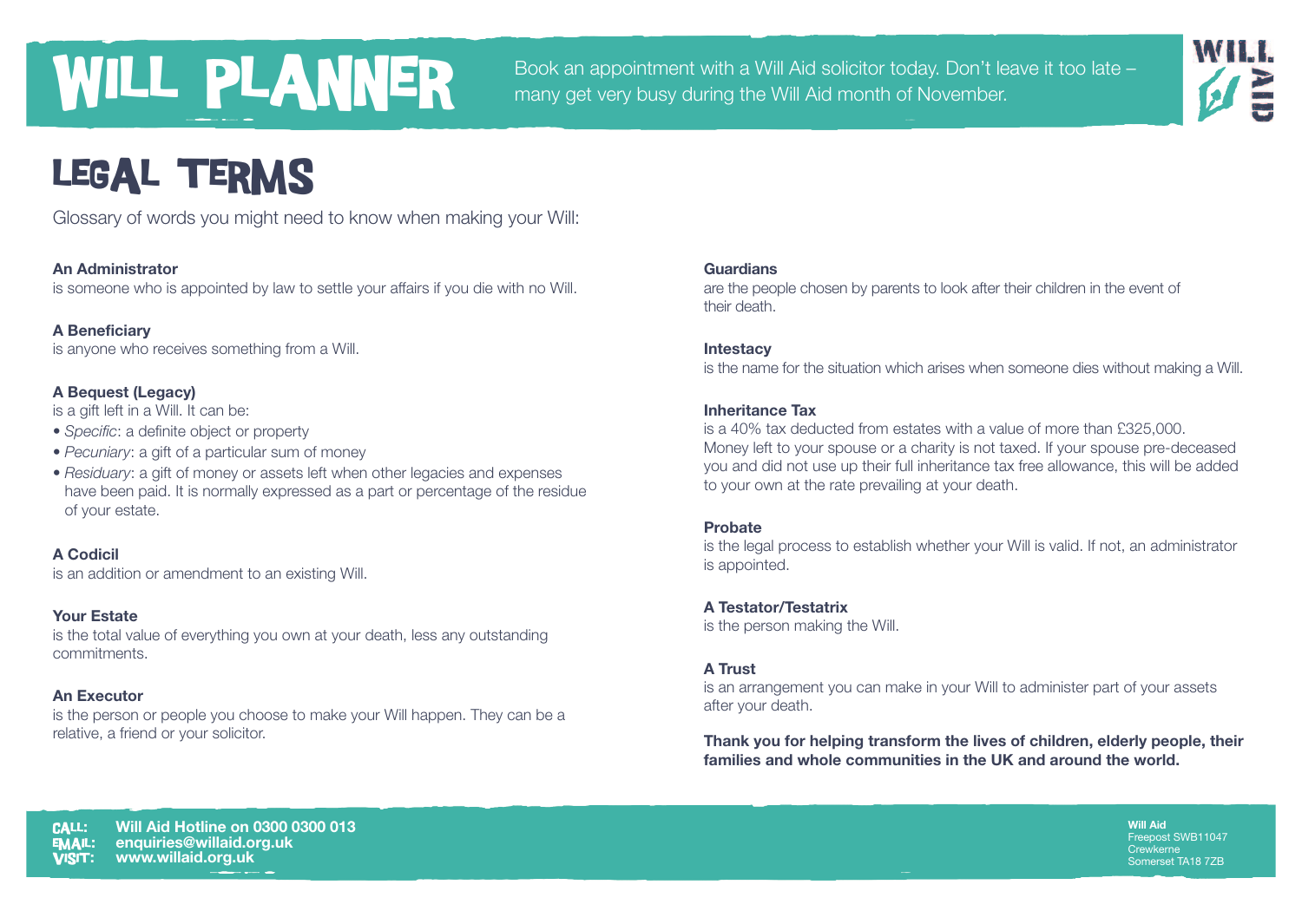# WILL PLANNER

Book an appointment with a Will Aid solicitor today. Don't leave it too late – many get very busy during the Will Aid month of November.

## LEGAL TERMS

Glossary of words you might need to know when making your Will:

**An Administrator**
is someone who is appointed by law to settle your affairs if you die with no Will.

**A Beneficiary**
is anyone who receives something from a Will.

**A Bequest (Legacy)**
is a gift left in a Will. It can be:

- *Specific*: a definite object or property
- *Pecuniary*: a gift of a particular sum of money
- *Residuary*: a gift of money or assets left when other legacies and expenses have been paid. It is normally expressed as a part or percentage of the residue of your estate.

**A Codicil**
is an addition or amendment to an existing Will.

**Your Estate**
is the total value of everything you own at your death, less any outstanding commitments.

**An Executor**
is the person or people you choose to make your Will happen. They can be a relative, a friend or your solicitor.

**Guardians**
are the people chosen by parents to look after their children in the event of their death.

**Intestacy**
is the name for the situation which arises when someone dies without making a Will.

**Inheritance Tax**
is a 40% tax deducted from estates with a value of more than £325,000. Money left to your spouse or a charity is not taxed. If your spouse pre-deceased you and did not use up their full inheritance tax free allowance, this will be added to your own at the rate prevailing at your death.

**Probate**
is the legal process to establish whether your Will is valid. If not, an administrator is appointed.

**A Testator/Testatrix**
is the person making the Will.

**A Trust**
is an arrangement you can make in your Will to administer part of your assets after your death.

**Thank you for helping transform the lives of children, elderly people, their families and whole communities in the UK and around the world.**

CALL: **Will Aid Hotline on 0300 0300 013**
EMAIL: **enquiries@willaid.org.uk**
VISIT: **www.willaid.org.uk**

**Will Aid**
Freepost SWB11047
Crewkerne
Somerset TA18 7ZB